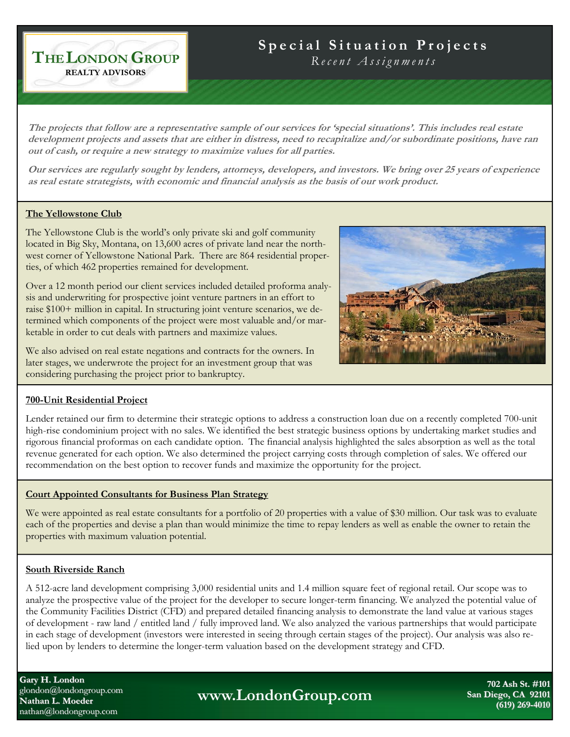# THE LONDON GROUP

**REALTY ADVISORS**

## Special Situation Projects

*Recent Assignments*

***The projects that follow are a representative sample of our services for 'special situations'. This includes real estate development projects and assets that are either in distress, need to recapitalize and/or subordinate positions, have ran out of cash, or require a new strategy to maximize values for all parties.***

***Our services are regularly sought by lenders, attorneys, developers, and investors. We bring over 25 years of experience as real estate strategists, with economic and financial analysis as the basis of our work product.***

### The Yellowstone Club

The Yellowstone Club is the world's only private ski and golf community located in Big Sky, Montana, on 13,600 acres of private land near the northwest corner of Yellowstone National Park. There are 864 residential properties, of which 462 properties remained for development.

Over a 12 month period our client services included detailed proforma analysis and underwriting for prospective joint venture partners in an effort to raise $100+ million in capital. In structuring joint venture scenarios, we determined which components of the project were most valuable and/or marketable in order to cut deals with partners and maximize values.

We also advised on real estate negations and contracts for the owners. In later stages, we underwrote the project for an investment group that was considering purchasing the project prior to bankruptcy.

### 700-Unit Residential Project

Lender retained our firm to determine their strategic options to address a construction loan due on a recently completed 700-unit high-rise condominium project with no sales. We identified the best strategic business options by undertaking market studies and rigorous financial proformas on each candidate option. The financial analysis highlighted the sales absorption as well as the total revenue generated for each option. We also determined the project carrying costs through completion of sales. We offered our recommendation on the best option to recover funds and maximize the opportunity for the project.

### Court Appointed Consultants for Business Plan Strategy

We were appointed as real estate consultants for a portfolio of 20 properties with a value of $30 million. Our task was to evaluate each of the properties and devise a plan than would minimize the time to repay lenders as well as enable the owner to retain the properties with maximum valuation potential.

### South Riverside Ranch

A 512-acre land development comprising 3,000 residential units and 1.4 million square feet of regional retail. Our scope was to analyze the prospective value of the project for the developer to secure longer-term financing. We analyzed the potential value of the Community Facilities District (CFD) and prepared detailed financing analysis to demonstrate the land value at various stages of development - raw land / entitled land / fully improved land. We also analyzed the various partnerships that would participate in each stage of development (investors were interested in seeing through certain stages of the project). Our analysis was also relied upon by lenders to determine the longer-term valuation based on the development strategy and CFD.

**Gary H. London**
glondon@londongroup.com
**Nathan L. Moeder**
nathan@londongroup.com

**www.LondonGroup.com**

**702 Ash St. #101**
**San Diego, CA 92101**
**(619) 269-4010**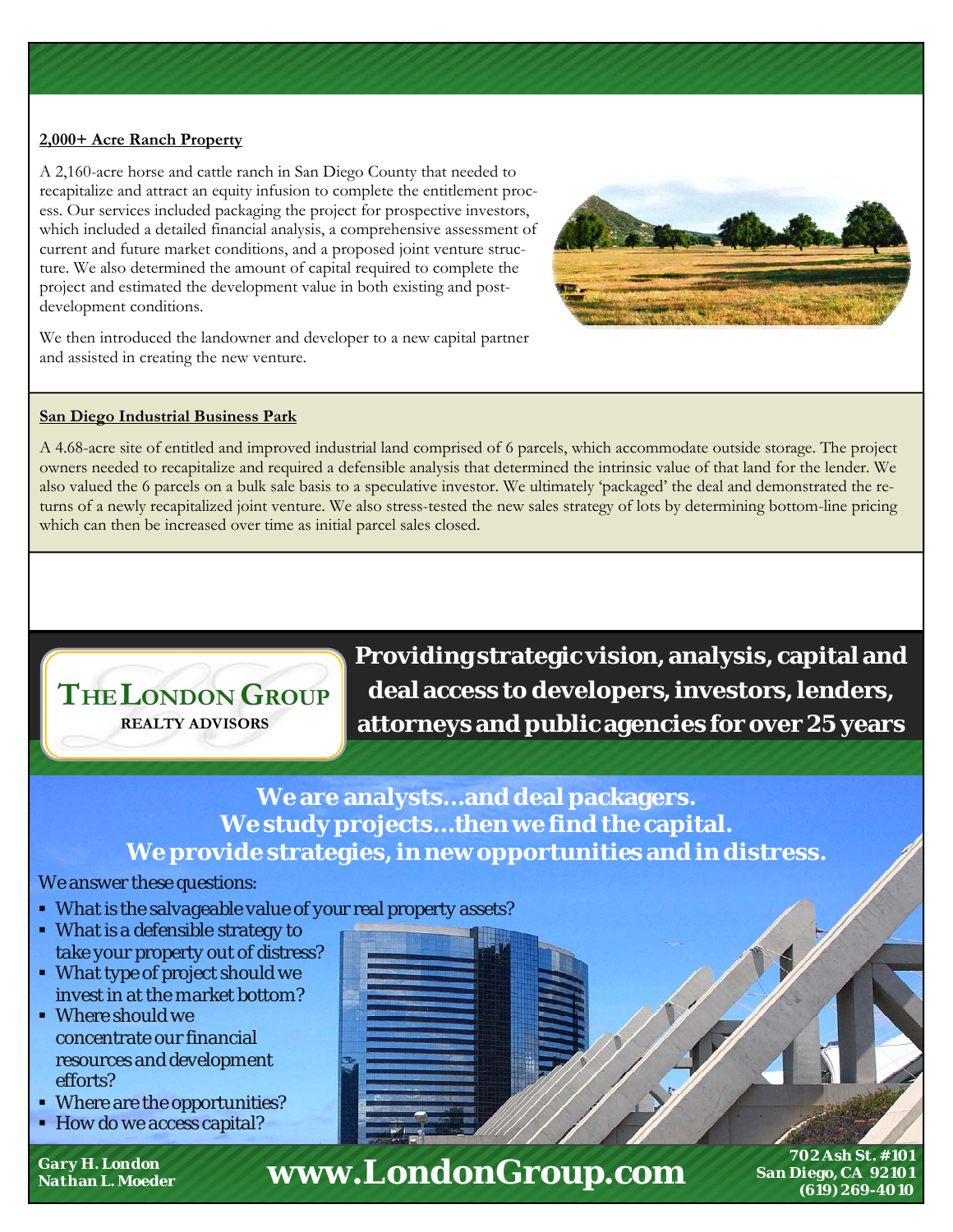**2,000+ Acre Ranch Property**

A 2,160-acre horse and cattle ranch in San Diego County that needed to recapitalize and attract an equity infusion to complete the entitlement process. Our services included packaging the project for prospective investors, which included a detailed financial analysis, a comprehensive assessment of current and future market conditions, and a proposed joint venture structure. We also determined the amount of capital required to complete the project and estimated the development value in both existing and post-development conditions.

We then introduced the landowner and developer to a new capital partner and assisted in creating the new venture.

**San Diego Industrial Business Park**

A 4.68-acre site of entitled and improved industrial land comprised of 6 parcels, which accommodate outside storage. The project owners needed to recapitalize and required a defensible analysis that determined the intrinsic value of that land for the lender. We also valued the 6 parcels on a bulk sale basis to a speculative investor. We ultimately 'packaged' the deal and demonstrated the returns of a newly recapitalized joint venture. We also stress-tested the new sales strategy of lots by determining bottom-line pricing which can then be increased over time as initial parcel sales closed.

**THE LONDON GROUP**
REALTY ADVISORS

**Providing strategic vision, analysis, capital and deal access to developers, investors, lenders, attorneys and public agencies for over 25 years**

**We are analysts…and deal packagers.**
**We study projects…then we find the capital.**
**We provide strategies, in new opportunities and in distress.**

We answer these questions:

- What is the salvageable value of your real property assets?
- What is a defensible strategy to take your property out of distress?
- What type of project should we invest in at the market bottom?
- Where should we concentrate our financial resources and development efforts?
- Where are the opportunities?
- How do we access capital?

*Gary H. London*
*Nathan L. Moeder*

**www.LondonGroup.com**

**702 Ash St. #101**
**San Diego, CA 92101**
**(619) 269-4010**